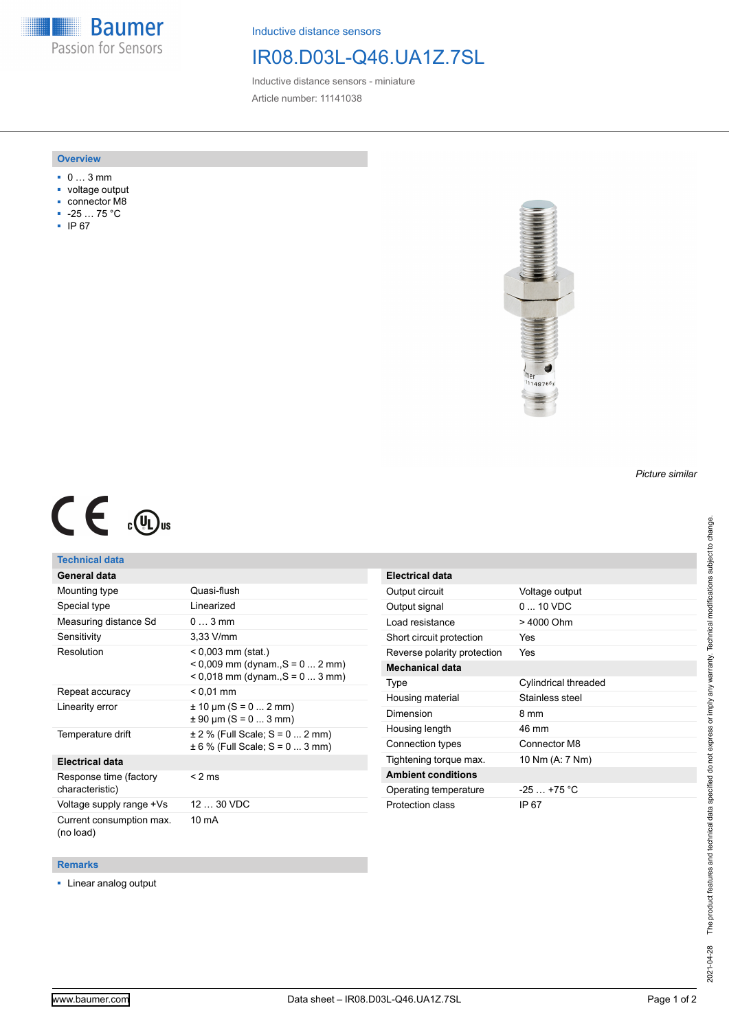Inductive distance sensors

# IR08.D03L-Q46.UA1Z.7SL

Inductive distance sensors - miniature

Article number: 11141038

## Overview

- 0 … 3 mm
- voltage output
- connector M8
- -25 … 75 °C
- IP 67

*Picture similar*

## Technical data

| **General data** | |
|---|---|
| Mounting type | Quasi-flush |
| Special type | Linearized |
| Measuring distance Sd | 0 … 3 mm |
| Sensitivity | 3,33 V/mm |
| Resolution | < 0,003 mm (stat.)<br>< 0,009 mm (dynam.,S = 0 ... 2 mm)<br>< 0,018 mm (dynam.,S = 0 ... 3 mm) |
| Repeat accuracy | < 0,01 mm |
| Linearity error | ± 10 µm (S = 0 ... 2 mm)<br>± 90 µm (S = 0 ... 3 mm) |
| Temperature drift | ± 2 % (Full Scale; S = 0 ... 2 mm)<br>± 6 % (Full Scale; S = 0 ... 3 mm) |
| **Electrical data** | |
| Response time (factory characteristic) | < 2 ms |
| Voltage supply range +Vs | 12 … 30 VDC |
| Current consumption max. (no load) | 10 mA |

| **Electrical data** | |
|---|---|
| Output circuit | Voltage output |
| Output signal | 0 ... 10 VDC |
| Load resistance | > 4000 Ohm |
| Short circuit protection | Yes |
| Reverse polarity protection | Yes |
| **Mechanical data** | |
| Type | Cylindrical threaded |
| Housing material | Stainless steel |
| Dimension | 8 mm |
| Housing length | 46 mm |
| Connection types | Connector M8 |
| Tightening torque max. | 10 Nm (A: 7 Nm) |
| **Ambient conditions** | |
| Operating temperature | -25 … +75 °C |
| Protection class | IP 67 |

## Remarks

- Linear analog output

The product features and technical data specified do not express or imply any warranty. Technical modifications subject to change. 2021-04-28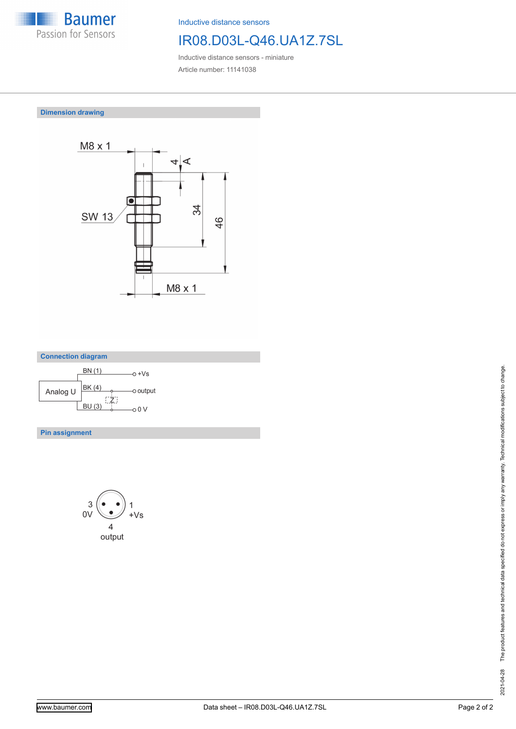Inductive distance sensors

# IR08.D03L-Q46.UA1Z.7SL

Inductive distance sensors - miniature

Article number: 11141038

## Dimension drawing

M8 x 1

4

A

SW 13

34

46

M8 x 1

## Connection diagram

Analog U

BN (1) +Vs

BK (4) output

Z

BU (3) 0 V

## Pin assignment

3
0V

1
+Vs

4
output

2021-04-28 The product features and technical data specified do not express or imply any warranty. Technical modifications subject to change.

www.baumer.com

Data sheet – IR08.D03L-Q46.UA1Z.7SL